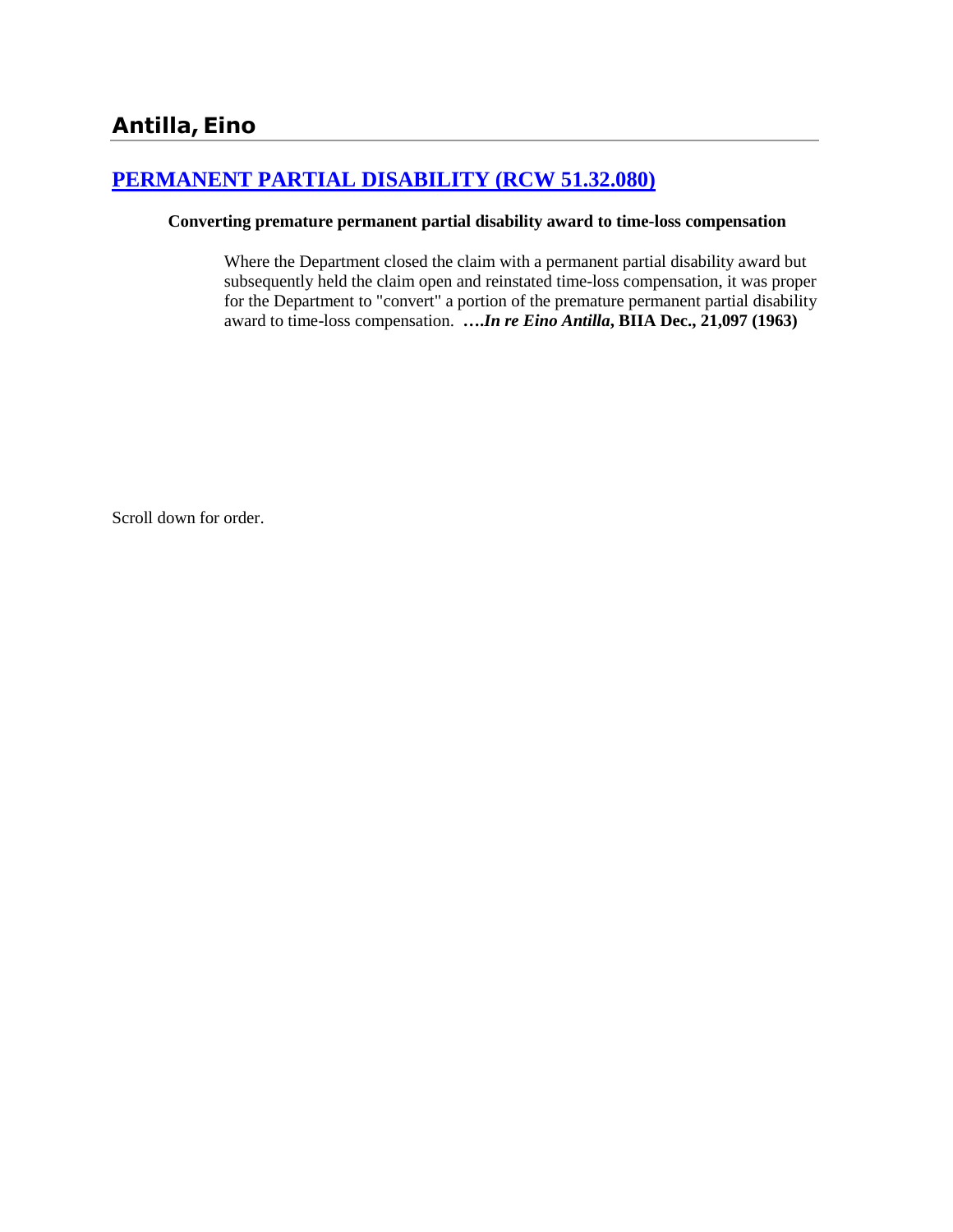## Antilla, Eino

### [PERMANENT PARTIAL DISABILITY (RCW 51.32.080)]

**Converting premature permanent partial disability award to time-loss compensation**

> Where the Department closed the claim with a permanent partial disability award but subsequently held the claim open and reinstated time-loss compensation, it was proper for the Department to "convert" a portion of the premature permanent partial disability award to time-loss compensation. ***….In re Eino Antilla*, BIIA Dec., 21,097 (1963)**

Scroll down for order.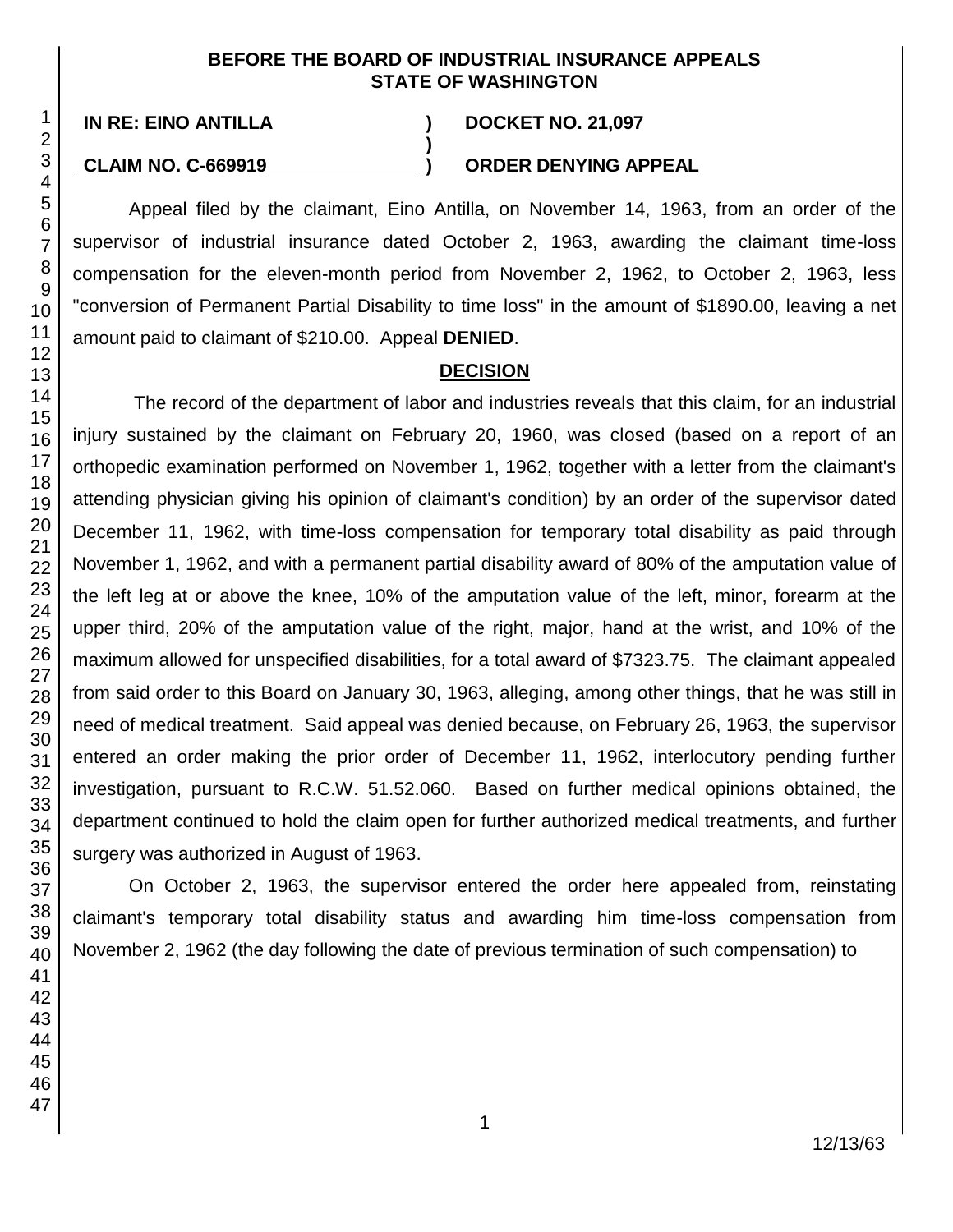**BEFORE THE BOARD OF INDUSTRIAL INSURANCE APPEALS**
**STATE OF WASHINGTON**

| | | |
|---|---|---|
| **IN RE: EINO ANTILLA** | **)** | **DOCKET NO. 21,097** |
| | **)** | |
| **CLAIM NO. C-669919** | **)** | **ORDER DENYING APPEAL** |

Appeal filed by the claimant, Eino Antilla, on November 14, 1963, from an order of the supervisor of industrial insurance dated October 2, 1963, awarding the claimant time-loss compensation for the eleven-month period from November 2, 1962, to October 2, 1963, less "conversion of Permanent Partial Disability to time loss" in the amount of $1890.00, leaving a net amount paid to claimant of $210.00. Appeal **DENIED**.

## DECISION

The record of the department of labor and industries reveals that this claim, for an industrial injury sustained by the claimant on February 20, 1960, was closed (based on a report of an orthopedic examination performed on November 1, 1962, together with a letter from the claimant's attending physician giving his opinion of claimant's condition) by an order of the supervisor dated December 11, 1962, with time-loss compensation for temporary total disability as paid through November 1, 1962, and with a permanent partial disability award of 80% of the amputation value of the left leg at or above the knee, 10% of the amputation value of the left, minor, forearm at the upper third, 20% of the amputation value of the right, major, hand at the wrist, and 10% of the maximum allowed for unspecified disabilities, for a total award of $7323.75. The claimant appealed from said order to this Board on January 30, 1963, alleging, among other things, that he was still in need of medical treatment. Said appeal was denied because, on February 26, 1963, the supervisor entered an order making the prior order of December 11, 1962, interlocutory pending further investigation, pursuant to R.C.W. 51.52.060. Based on further medical opinions obtained, the department continued to hold the claim open for further authorized medical treatments, and further surgery was authorized in August of 1963.

On October 2, 1963, the supervisor entered the order here appealed from, reinstating claimant's temporary total disability status and awarding him time-loss compensation from November 2, 1962 (the day following the date of previous termination of such compensation) to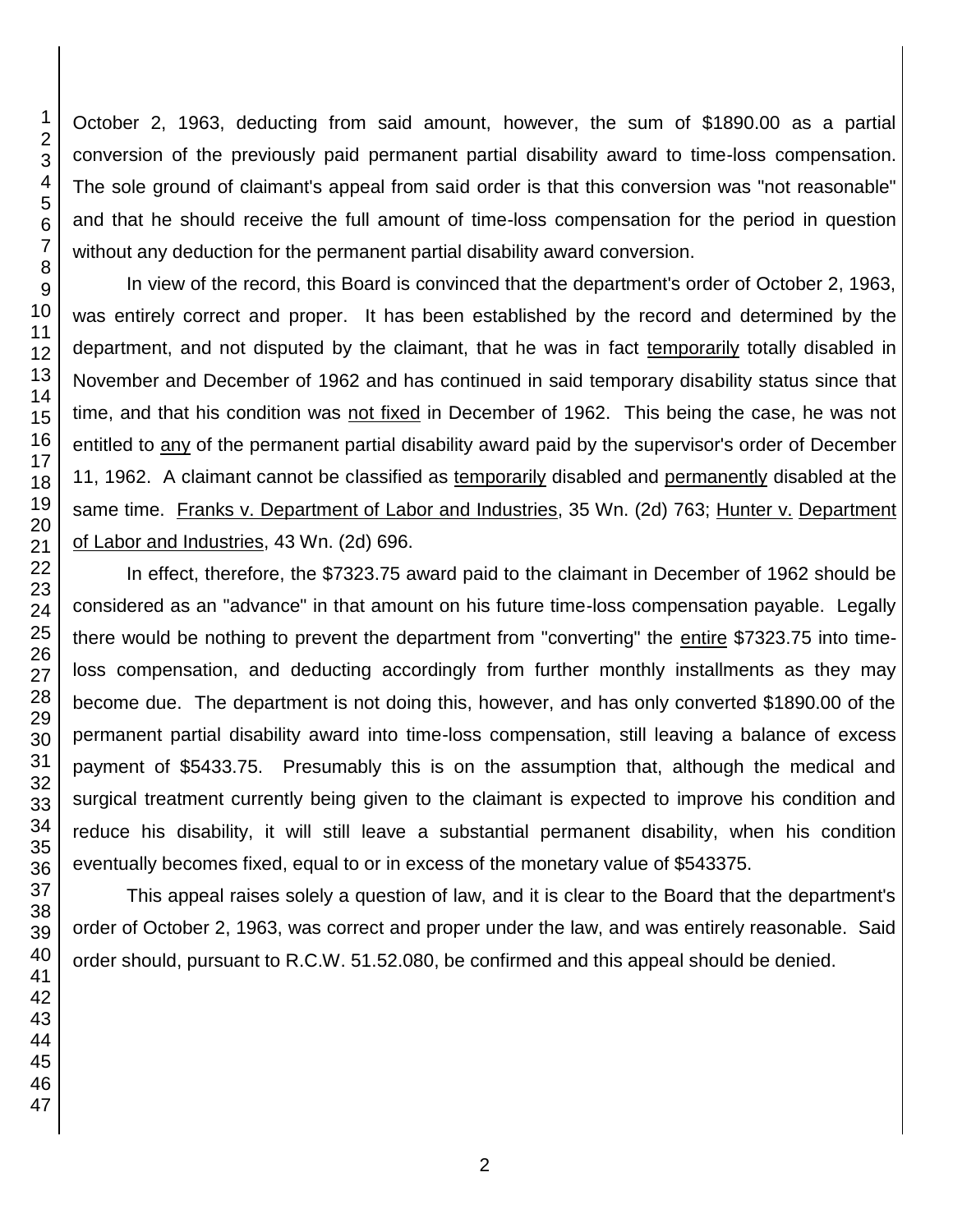October 2, 1963, deducting from said amount, however, the sum of $1890.00 as a partial conversion of the previously paid permanent partial disability award to time-loss compensation. The sole ground of claimant's appeal from said order is that this conversion was "not reasonable" and that he should receive the full amount of time-loss compensation for the period in question without any deduction for the permanent partial disability award conversion.

In view of the record, this Board is convinced that the department's order of October 2, 1963, was entirely correct and proper. It has been established by the record and determined by the department, and not disputed by the claimant, that he was in fact temporarily totally disabled in November and December of 1962 and has continued in said temporary disability status since that time, and that his condition was not fixed in December of 1962. This being the case, he was not entitled to any of the permanent partial disability award paid by the supervisor's order of December 11, 1962. A claimant cannot be classified as temporarily disabled and permanently disabled at the same time. Franks v. Department of Labor and Industries, 35 Wn. (2d) 763; Hunter v. Department of Labor and Industries, 43 Wn. (2d) 696.

In effect, therefore, the $7323.75 award paid to the claimant in December of 1962 should be considered as an "advance" in that amount on his future time-loss compensation payable. Legally there would be nothing to prevent the department from "converting" the entire $7323.75 into time-loss compensation, and deducting accordingly from further monthly installments as they may become due. The department is not doing this, however, and has only converted $1890.00 of the permanent partial disability award into time-loss compensation, still leaving a balance of excess payment of $5433.75. Presumably this is on the assumption that, although the medical and surgical treatment currently being given to the claimant is expected to improve his condition and reduce his disability, it will still leave a substantial permanent disability, when his condition eventually becomes fixed, equal to or in excess of the monetary value of $543375.

This appeal raises solely a question of law, and it is clear to the Board that the department's order of October 2, 1963, was correct and proper under the law, and was entirely reasonable. Said order should, pursuant to R.C.W. 51.52.080, be confirmed and this appeal should be denied.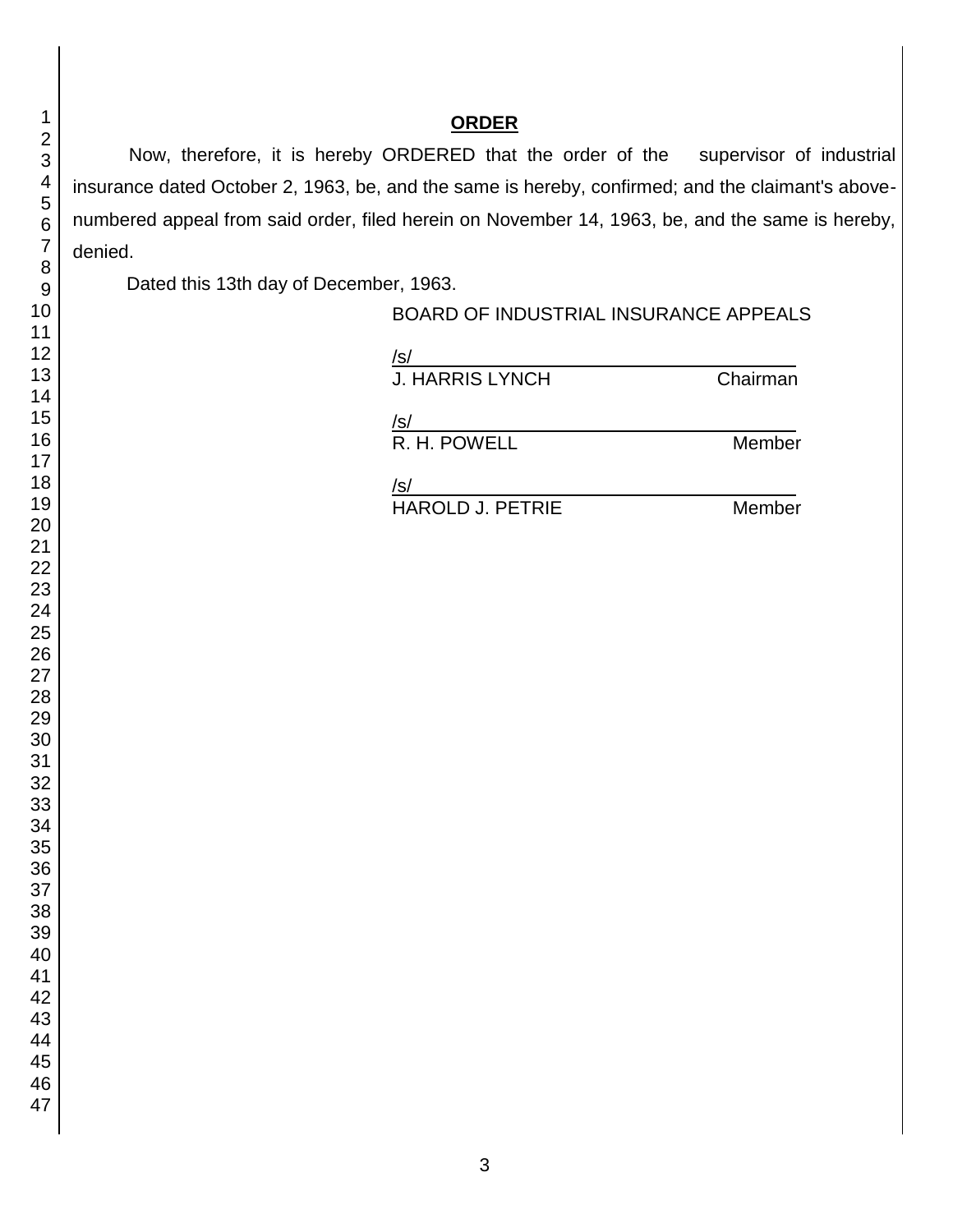## ORDER

Now, therefore, it is hereby ORDERED that the order of the supervisor of industrial insurance dated October 2, 1963, be, and the same is hereby, confirmed; and the claimant's above-numbered appeal from said order, filed herein on November 14, 1963, be, and the same is hereby, denied.

Dated this 13th day of December, 1963.

BOARD OF INDUSTRIAL INSURANCE APPEALS

/s/
J. HARRIS LYNCH Chairman

/s/
R. H. POWELL Member

/s/
HAROLD J. PETRIE Member